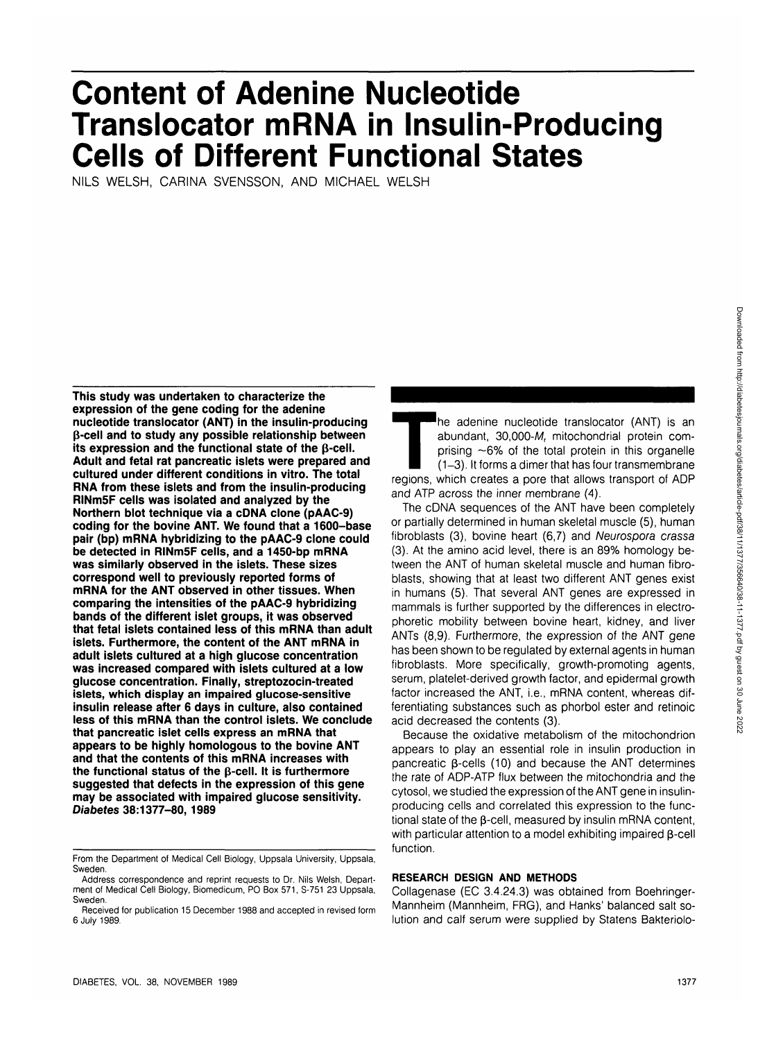# Content of Adenine Nucleotide Translocator mRNA in Insulin-Producing Cells of Different Functional States

NILS WELSH, CARINA SVENSSON, AND MICHAEL WELSH

**This study was undertaken to characterize the expression of the gene coding for the adenine nucleotide translocator (ANT) in the insulin-producing β-cell and to study any possible relationship between its expression and the functional state of the β-cell. Adult and fetal rat pancreatic islets were prepared and cultured under different conditions in vitro. The total RNA from these islets and from the insulin-producing RINm5F cells was isolated and analyzed by the Northern blot technique via a cDNA clone (pAAC-9) coding for the bovine ANT. We found that a 1600-base pair (bp) mRNA hybridizing to the pAAC-9 clone could be detected in RINm5F cells, and a 1450-bp mRNA was similarly observed in the islets. These sizes correspond well to previously reported forms of mRNA for the ANT observed in other tissues. When comparing the intensities of the pAAC-9 hybridizing bands of the different islet groups, it was observed that fetal islets contained less of this mRNA than adult islets. Furthermore, the content of the ANT mRNA in adult islets cultured at a high glucose concentration was increased compared with islets cultured at a low glucose concentration. Finally, streptozocin-treated islets, which display an impaired glucose-sensitive insulin release after 6 days in culture, also contained less of this mRNA than the control islets. We conclude that pancreatic islet cells express an mRNA that appears to be highly homologous to the bovine ANT and that the contents of this mRNA increases with the functional status of the β-cell. It is furthermore suggested that defects in the expression of this gene may be associated with impaired glucose sensitivity. *Diabetes* 38:1377–80, 1989**

From the Department of Medical Cell Biology, Uppsala University, Uppsala, Sweden.

Address correspondence and reprint requests to Dr. Nils Welsh, Department of Medical Cell Biology, Biomedicum, PO Box 571, S-751 23 Uppsala, Sweden.

Received for publication 15 December 1988 and accepted in revised form 6 July 1989.

The adenine nucleotide translocator (ANT) is an abundant, 30,000-$M_r$ mitochondrial protein comprising ~6% of the total protein in this organelle (1–3). It forms a dimer that has four transmembrane regions, which creates a pore that allows transport of ADP and ATP across the inner membrane (4).

The cDNA sequences of the ANT have been completely or partially determined in human skeletal muscle (5), human fibroblasts (3), bovine heart (6,7) and *Neurospora crassa* (3). At the amino acid level, there is an 89% homology between the ANT of human skeletal muscle and human fibroblasts, showing that at least two different ANT genes exist in humans (5). That several ANT genes are expressed in mammals is further supported by the differences in electrophoretic mobility between bovine heart, kidney, and liver ANTs (8,9). Furthermore, the expression of the ANT gene has been shown to be regulated by external agents in human fibroblasts. More specifically, growth-promoting agents, serum, platelet-derived growth factor, and epidermal growth factor increased the ANT, i.e., mRNA content, whereas differentiating substances such as phorbol ester and retinoic acid decreased the contents (3).

Because the oxidative metabolism of the mitochondrion appears to play an essential role in insulin production in pancreatic β-cells (10) and because the ANT determines the rate of ADP-ATP flux between the mitochondria and the cytosol, we studied the expression of the ANT gene in insulin-producing cells and correlated this expression to the functional state of the β-cell, measured by insulin mRNA content, with particular attention to a model exhibiting impaired β-cell function.

## RESEARCH DESIGN AND METHODS

Collagenase (EC 3.4.24.3) was obtained from Boehringer-Mannheim (Mannheim, FRG), and Hanks' balanced salt solution and calf serum were supplied by Statens Bakteriolo-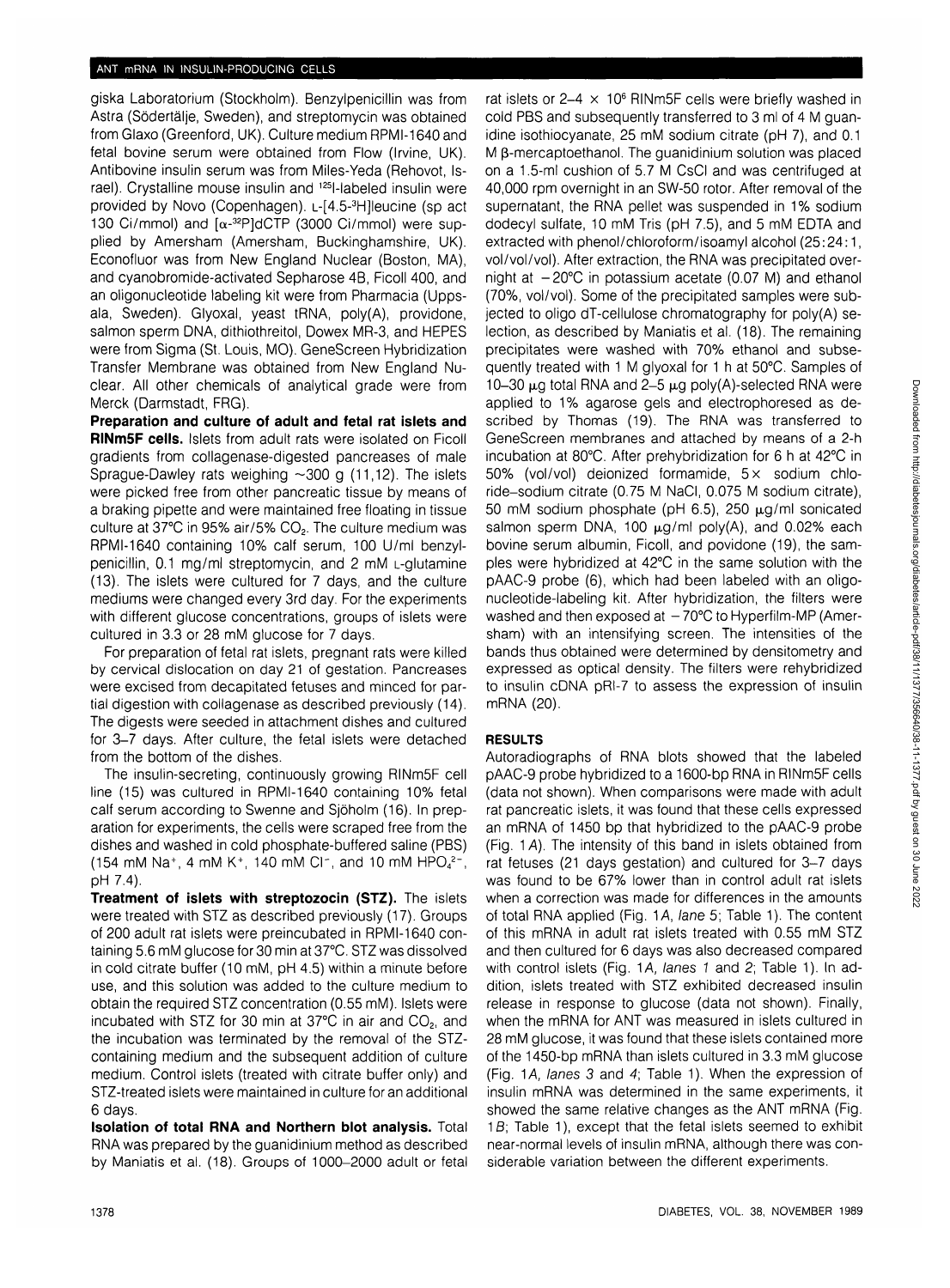giska Laboratorium (Stockholm). Benzylpenicillin was from Astra (Södertälje, Sweden), and streptomycin was obtained from Glaxo (Greenford, UK). Culture medium RPMI-1640 and fetal bovine serum were obtained from Flow (Irvine, UK). Antibovine insulin serum was from Miles-Yeda (Rehovot, Israel). Crystalline mouse insulin and $^{125}$I-labeled insulin were provided by Novo (Copenhagen). L-[4.5-$^{3}$H]leucine (sp act 130 Ci/mmol) and [$\alpha$-$^{32}$P]dCTP (3000 Ci/mmol) were supplied by Amersham (Amersham, Buckinghamshire, UK). Econofluor was from New England Nuclear (Boston, MA), and cyanobromide-activated Sepharose 4B, Ficoll 400, and an oligonucleotide labeling kit were from Pharmacia (Uppsala, Sweden). Glyoxal, yeast tRNA, poly(A), providone, salmon sperm DNA, dithiothreitol, Dowex MR-3, and HEPES were from Sigma (St. Louis, MO). GeneScreen Hybridization Transfer Membrane was obtained from New England Nuclear. All other chemicals of analytical grade were from Merck (Darmstadt, FRG).

**Preparation and culture of adult and fetal rat islets and RINm5F cells.** Islets from adult rats were isolated on Ficoll gradients from collagenase-digested pancreases of male Sprague-Dawley rats weighing ~300 g (11,12). The islets were picked free from other pancreatic tissue by means of a braking pipette and were maintained free floating in tissue culture at 37°C in 95% air/5% $CO_2$. The culture medium was RPMI-1640 containing 10% calf serum, 100 U/ml benzylpenicillin, 0.1 mg/ml streptomycin, and 2 mM L-glutamine (13). The islets were cultured for 7 days, and the culture mediums were changed every 3rd day. For the experiments with different glucose concentrations, groups of islets were cultured in 3.3 or 28 mM glucose for 7 days.

For preparation of fetal rat islets, pregnant rats were killed by cervical dislocation on day 21 of gestation. Pancreases were excised from decapitated fetuses and minced for partial digestion with collagenase as described previously (14). The digests were seeded in attachment dishes and cultured for 3–7 days. After culture, the fetal islets were detached from the bottom of the dishes.

The insulin-secreting, continuously growing RINm5F cell line (15) was cultured in RPMI-1640 containing 10% fetal calf serum according to Swenne and Sjöholm (16). In preparation for experiments, the cells were scraped free from the dishes and washed in cold phosphate-buffered saline (PBS) (154 mM $Na^+$, 4 mM $K^+$, 140 mM $Cl^-$, and 10 mM $HPO_4^{2-}$, pH 7.4).

**Treatment of islets with streptozocin (STZ).** The islets were treated with STZ as described previously (17). Groups of 200 adult rat islets were preincubated in RPMI-1640 containing 5.6 mM glucose for 30 min at 37°C. STZ was dissolved in cold citrate buffer (10 mM, pH 4.5) within a minute before use, and this solution was added to the culture medium to obtain the required STZ concentration (0.55 mM). Islets were incubated with STZ for 30 min at 37°C in air and $CO_2$, and the incubation was terminated by the removal of the STZ-containing medium and the subsequent addition of culture medium. Control islets (treated with citrate buffer only) and STZ-treated islets were maintained in culture for an additional 6 days.

**Isolation of total RNA and Northern blot analysis.** Total RNA was prepared by the guanidinium method as described by Maniatis et al. (18). Groups of 1000–2000 adult or fetal rat islets or 2–4 × $10^6$ RINm5F cells were briefly washed in cold PBS and subsequently transferred to 3 ml of 4 M guanidine isothiocyanate, 25 mM sodium citrate (pH 7), and 0.1 M $\beta$-mercaptoethanol. The guanidinium solution was placed on a 1.5-ml cushion of 5.7 M CsCl and was centrifuged at 40,000 rpm overnight in an SW-50 rotor. After removal of the supernatant, the RNA pellet was suspended in 1% sodium dodecyl sulfate, 10 mM Tris (pH 7.5), and 5 mM EDTA and extracted with phenol/chloroform/isoamyl alcohol (25:24:1, vol/vol/vol). After extraction, the RNA was precipitated overnight at −20°C in potassium acetate (0.07 M) and ethanol (70%, vol/vol). Some of the precipitated samples were subjected to oligo dT-cellulose chromatography for poly(A) selection, as described by Maniatis et al. (18). The remaining precipitates were washed with 70% ethanol and subsequently treated with 1 M glyoxal for 1 h at 50°C. Samples of 10–30 μg total RNA and 2–5 μg poly(A)-selected RNA were applied to 1% agarose gels and electrophoresed as described by Thomas (19). The RNA was transferred to GeneScreen membranes and attached by means of a 2-h incubation at 80°C. After prehybridization for 6 h at 42°C in 50% (vol/vol) deionized formamide, 5× sodium chloride–sodium citrate (0.75 M NaCl, 0.075 M sodium citrate), 50 mM sodium phosphate (pH 6.5), 250 μg/ml sonicated salmon sperm DNA, 100 μg/ml poly(A), and 0.02% each bovine serum albumin, Ficoll, and povidone (19), the samples were hybridized at 42°C in the same solution with the pAAC-9 probe (6), which had been labeled with an oligonucleotide-labeling kit. After hybridization, the filters were washed and then exposed at −70°C to Hyperfilm-MP (Amersham) with an intensifying screen. The intensities of the bands thus obtained were determined by densitometry and expressed as optical density. The filters were rehybridized to insulin cDNA pRI-7 to assess the expression of insulin mRNA (20).

## RESULTS

Autoradiographs of RNA blots showed that the labeled pAAC-9 probe hybridized to a 1600-bp RNA in RINm5F cells (data not shown). When comparisons were made with adult rat pancreatic islets, it was found that these cells expressed an mRNA of 1450 bp that hybridized to the pAAC-9 probe (Fig. 1*A*). The intensity of this band in islets obtained from rat fetuses (21 days gestation) and cultured for 3–7 days was found to be 67% lower than in control adult rat islets when a correction was made for differences in the amounts of total RNA applied (Fig. 1*A*, *lane* 5; Table 1). The content of this mRNA in adult rat islets treated with 0.55 mM STZ and then cultured for 6 days was also decreased compared with control islets (Fig. 1*A*, *lanes 1* and *2*; Table 1). In addition, islets treated with STZ exhibited decreased insulin release in response to glucose (data not shown). Finally, when the mRNA for ANT was measured in islets cultured in 28 mM glucose, it was found that these islets contained more of the 1450-bp mRNA than islets cultured in 3.3 mM glucose (Fig. 1*A*, *lanes 3* and *4*; Table 1). When the expression of insulin mRNA was determined in the same experiments, it showed the same relative changes as the ANT mRNA (Fig. 1*B*; Table 1), except that the fetal islets seemed to exhibit near-normal levels of insulin mRNA, although there was considerable variation between the different experiments.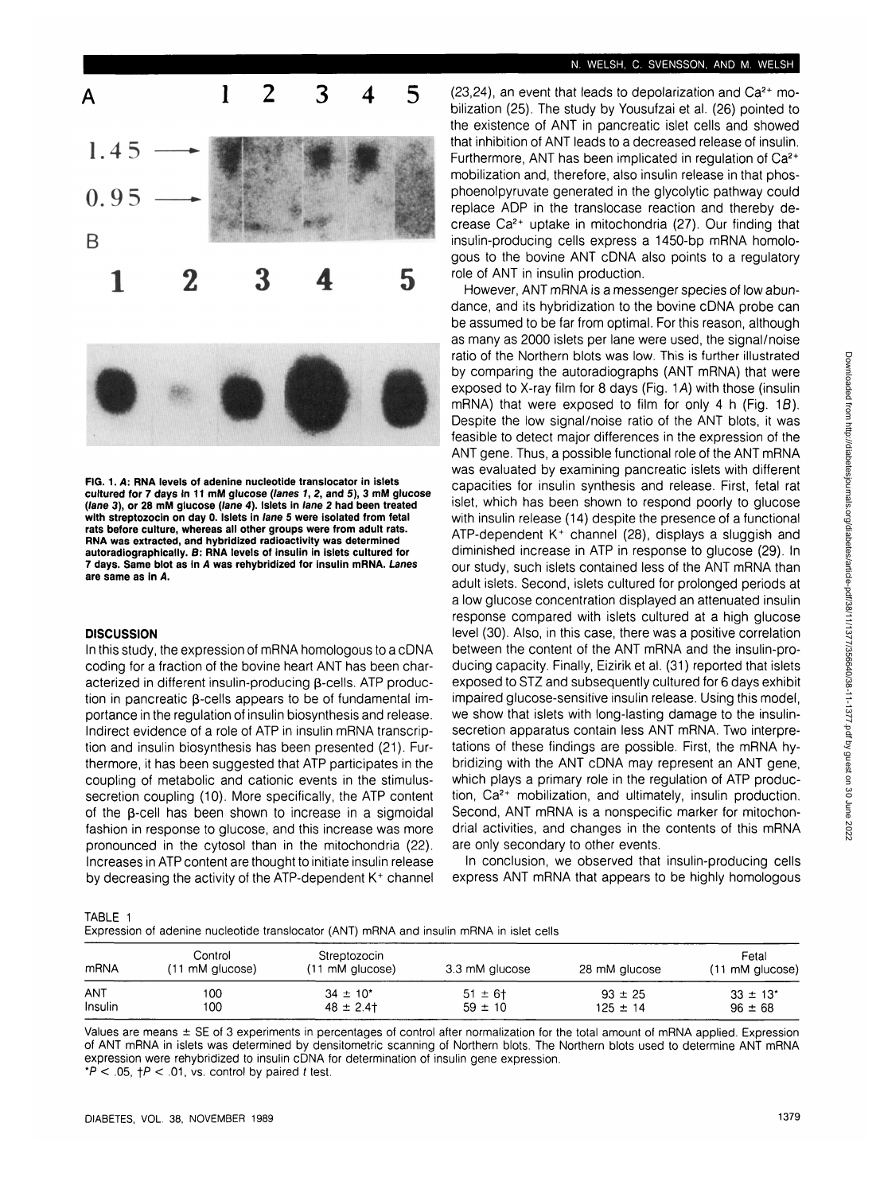FIG. 1. *A*: RNA levels of adenine nucleotide translocator in islets cultured for 7 days in 11 mM glucose (*lanes 1, 2,* and *5*), 3 mM glucose (*lane 3*), or 28 mM glucose (*lane 4*). Islets in *lane 2* had been treated with streptozocin on day 0. Islets in *lane 5* were isolated from fetal rats before culture, whereas all other groups were from adult rats. RNA was extracted, and hybridized radioactivity was determined autoradiographically. *B*: RNA levels of insulin in islets cultured for 7 days. Same blot as in *A* was rehybridized for insulin mRNA. *Lanes* are same as in *A*.

## DISCUSSION

In this study, the expression of mRNA homologous to a cDNA coding for a fraction of the bovine heart ANT has been characterized in different insulin-producing β-cells. ATP production in pancreatic β-cells appears to be of fundamental importance in the regulation of insulin biosynthesis and release. Indirect evidence of a role of ATP in insulin mRNA transcription and insulin biosynthesis has been presented (21). Furthermore, it has been suggested that ATP participates in the coupling of metabolic and cationic events in the stimulus-secretion coupling (10). More specifically, the ATP content of the β-cell has been shown to increase in a sigmoidal fashion in response to glucose, and this increase was more pronounced in the cytosol than in the mitochondria (22). Increases in ATP content are thought to initiate insulin release by decreasing the activity of the ATP-dependent $K^+$ channel (23,24), an event that leads to depolarization and $Ca^{2+}$ mobilization (25). The study by Yousufzai et al. (26) pointed to the existence of ANT in pancreatic islet cells and showed that inhibition of ANT leads to a decreased release of insulin. Furthermore, ANT has been implicated in regulation of $Ca^{2+}$ mobilization and, therefore, also insulin release in that phosphoenolpyruvate generated in the glycolytic pathway could replace ADP in the translocase reaction and thereby decrease $Ca^{2+}$ uptake in mitochondria (27). Our finding that insulin-producing cells express a 1450-bp mRNA homologous to the bovine ANT cDNA also points to a regulatory role of ANT in insulin production.

However, ANT mRNA is a messenger species of low abundance, and its hybridization to the bovine cDNA probe can be assumed to be far from optimal. For this reason, although as many as 2000 islets per lane were used, the signal/noise ratio of the Northern blots was low. This is further illustrated by comparing the autoradiographs (ANT mRNA) that were exposed to X-ray film for 8 days (Fig. 1*A*) with those (insulin mRNA) that were exposed to film for only 4 h (Fig. 1*B*). Despite the low signal/noise ratio of the ANT blots, it was feasible to detect major differences in the expression of the ANT gene. Thus, a possible functional role of the ANT mRNA was evaluated by examining pancreatic islets with different capacities for insulin synthesis and release. First, fetal rat islet, which has been shown to respond poorly to glucose with insulin release (14) despite the presence of a functional ATP-dependent $K^+$ channel (28), displays a sluggish and diminished increase in ATP in response to glucose (29). In our study, such islets contained less of the ANT mRNA than adult islets. Second, islets cultured for prolonged periods at a low glucose concentration displayed an attenuated insulin response compared with islets cultured at a high glucose level (30). Also, in this case, there was a positive correlation between the content of the ANT mRNA and the insulin-producing capacity. Finally, Eizirik et al. (31) reported that islets exposed to STZ and subsequently cultured for 6 days exhibit impaired glucose-sensitive insulin release. Using this model, we show that islets with long-lasting damage to the insulin-secretion apparatus contain less ANT mRNA. Two interpretations of these findings are possible. First, the mRNA hybridizing with the ANT cDNA may represent an ANT gene, which plays a primary role in the regulation of ATP production, $Ca^{2+}$ mobilization, and ultimately, insulin production. Second, ANT mRNA is a nonspecific marker for mitochondrial activities, and changes in the contents of this mRNA are only secondary to other events.

In conclusion, we observed that insulin-producing cells express ANT mRNA that appears to be highly homologous

TABLE 1
Expression of adenine nucleotide translocator (ANT) mRNA and insulin mRNA in islet cells

| mRNA | Control (11 mM glucose) | Streptozocin (11 mM glucose) | 3.3 mM glucose | 28 mM glucose | Fetal (11 mM glucose) |
|---|---|---|---|---|---|
| ANT | 100 | 34 ± 10* | 51 ± 6† | 93 ± 25 | 33 ± 13* |
| Insulin | 100 | 48 ± 2.4† | 59 ± 10 | 125 ± 14 | 96 ± 68 |

Values are means ± SE of 3 experiments in percentages of control after normalization for the total amount of mRNA applied. Expression of ANT mRNA in islets was determined by densitometric scanning of Northern blots. The Northern blots used to determine ANT mRNA expression were rehybridized to insulin cDNA for determination of insulin gene expression.
*$P < .05$, †$P < .01$, vs. control by paired $t$ test.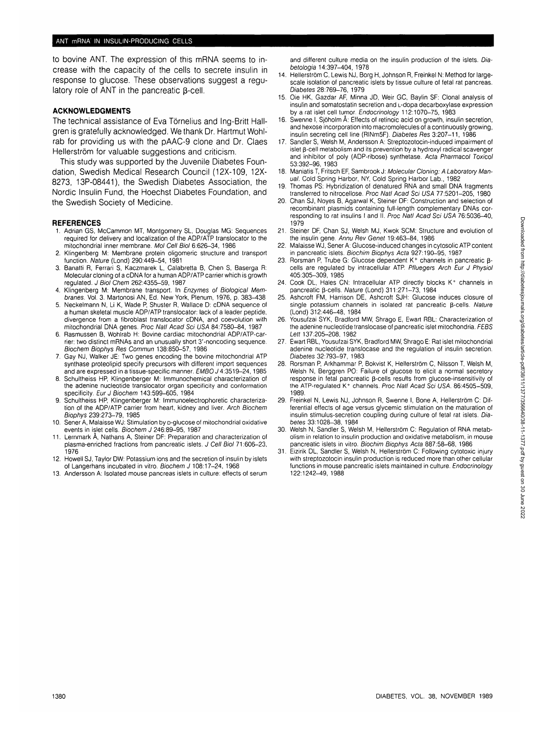to bovine ANT. The expression of this mRNA seems to increase with the capacity of the cells to secrete insulin in response to glucose. These observations suggest a regulatory role of ANT in the pancreatic β-cell.

## ACKNOWLEDGMENTS

The technical assistance of Eva Törnelius and Ing-Britt Hallgren is gratefully acknowledged. We thank Dr. Hartmut Wohlrab for providing us with the pAAC-9 clone and Dr. Claes Hellerström for valuable suggestions and criticism.

This study was supported by the Juvenile Diabetes Foundation, Swedish Medical Research Council (12X-109, 12X-8273, 13P-08441), the Swedish Diabetes Association, the Nordic Insulin Fund, the Hoechst Diabetes Foundation, and the Swedish Society of Medicine.

## REFERENCES

1. Adrian GS, McCammon MT, Montgomery SL, Douglas MG: Sequences required for delivery and localization of the ADP/ATP translocator to the mitochondrial inner membrane. *Mol Cell Biol* 6:626–34, 1986
2. Klingenberg M: Membrane protein oligomeric structure and transport function. *Nature* (Lond) 290:449–54, 1981
3. Banatti R, Ferrari S, Kaczmarek L, Calabretta B, Chen S, Baserga R: Molecular cloning of a cDNA for a human ADP/ATP carrier which is growth regulated. *J Biol Chem* 262:4355–59, 1987
4. Klingenberg M: Membrane transport. In *Enzymes of Biological Membranes*. Vol. 3. Martonosi AN, Ed. New York, Plenum, 1976, p. 383–438
5. Neckelmann N, Li K, Wade P, Shuster R, Wallace D: cDNA sequence of a human skeletal muscle ADP/ATP translocator: lack of a leader peptide, divergence from a fibroblast translocator cDNA, and coevolution with mitochondrial DNA genes. *Proc Natl Acad Sci USA* 84:7580–84, 1987
6. Rasmussen B, Wohlrab H: Bovine cardiac mitochondrial ADP/ATP-carrier: two distinct mRNAs and an unusually short 3′-noncoding sequence. *Biochem Biophys Res Commun* 138:850–57, 1986
7. Gay NJ, Walker JE: Two genes encoding the bovine mitochondrial ATP synthase proteolipid specify precursors with different import sequences and are expressed in a tissue-specific manner. *EMBO J* 4:3519–24, 1985
8. Schultheiss HP, Klingenberger M: Immunochemical characterization of the adenine nucleotide translocator organ specificity and conformation specificity. *Eur J Biochem* 143:599–605, 1984
9. Schultheiss HP, Klingenberger M: Immunoelectrophoretic characterization of the ADP/ATP carrier from heart, kidney and liver. *Arch Biochem Biophys* 239:273–79, 1985
10. Sener A, Malaisse WJ: Stimulation by D-glucose of mitochondrial oxidative events in islet cells. *Biochem J* 246:89–95, 1987
11. Lernmark Å, Nathans A, Steiner DF: Preparation and characterization of plasma-enriched fractions from pancreatic islets. *J Cell Biol* 71:606–23, 1976
12. Howell SJ, Taylor DW: Potassium ions and the secretion of insulin by islets of Langerhans incubated in vitro. *Biochem J* 108:17–24, 1968
13. Andersson A: Isolated mouse pancreas islets in culture: effects of serum and different culture media on the insulin production of the islets. *Diabetologia* 14:397–404, 1978
14. Hellerström C, Lewis NJ, Borg H, Johnson R, Freinkel N: Method for large-scale isolation of pancreatic islets by tissue culture of fetal rat pancreas. *Diabetes* 28:769–76, 1979
15. Oie HK, Gazdar AF, Minna JD, Weir GC, Baylin SF: Clonal analysis of insulin and somatostatin secretion and L-dopa decarboxylase expression by a rat islet cell tumor. *Endocrinology* 112:1070–75, 1983
16. Swenne I, Sjöholm Å: Effects of retinoic acid on growth, insulin secretion, and hexose incorporation into macromolecules of a continuously growing, insulin secreting cell line (RINm5F). *Diabetes Res* 3:207–11, 1986
17. Sandler S, Welsh M, Andersson A: Streptozotocin-induced impairment of islet β-cell metabolism and its prevention by a hydroxyl radical scavenger and inhibitor of poly (ADP-ribose) synthetase. *Acta Pharmacol Toxicol* 53:392–96, 1983
18. Maniatis T, Fritsch EF, Sambrook J: *Molecular Cloning: A Laboratory Manual*. Cold Spring Harbor, NY, Cold Spring Harbor Lab., 1982
19. Thomas PS: Hybridization of denatured RNA and small DNA fragments transferred to nitrocellose. *Proc Natl Acad Sci USA* 77:5201–205, 1980
20. Chan SJ, Noyes B, Agarwal K, Steiner DF: Construction and selection of recombinant plasmids containing full-length complementary DNAs corresponding to rat insulins I and II. *Proc Natl Acad Sci USA* 76:5036–40, 1979
21. Steiner DF, Chan SJ, Welsh MJ, Kwok SCM: Structure and evolution of the insulin gene. *Annu Rev Genet* 19:463–84, 1986
22. Malaisse WJ, Sener A: Glucose-induced changes in cytosolic ATP content in pancreatic islets. *Biochim Biophys Acta* 927:190–95, 1987
23. Rorsman P, Trube G: Glucose dependent $K^+$ channels in pancreatic β-cells are regulated by intracellular ATP. *Pfluegers Arch Eur J Physiol* 405:305–309, 1985
24. Cook DL, Hales CN: Intracellular ATP directly blocks $K^+$ channels in pancreatic β-cells. *Nature* (Lond) 311:271–73, 1984
25. Ashcroft FM, Harrison DE, Ashcroft SJH: Glucose induces closure of single potassium channels in isolated rat pancreatic β-cells. *Nature* (Lond) 312:446–48, 1984
26. Yousufzai SYK, Bradford MW, Shrago E, Ewart RBL: Characterization of the adenine nucleotide translocase of pancreatic islet mitochondria. *FEBS Lett* 137:205–208, 1982
27. Ewart RBL, Yousufzai SYK, Bradford MW, Shrago E: Rat islet mitochondrial adenine nucleotide translocase and the regulation of insulin secretion. *Diabetes* 32:793–97, 1983
28. Rorsman P, Arkhammar P, Bokvist K, Hellerström C, Nilsson T, Welsh M, Welsh N, Berggren PO: Failure of glucose to elicit a normal secretory response in fetal pancreatic β-cells results from glucose-insensitivity of the ATP-regulated $K^+$ channels. *Proc Natl Acad Sci USA*. 86:4505–509, 1989.
29. Freinkel N, Lewis NJ, Johnson R, Swenne I, Bone A, Hellerström C: Differential effects of age versus glycemic stimulation on the maturation of insulin stimulus-secretion coupling during culture of fetal rat islets. *Diabetes* 33:1028–38, 1984
30. Welsh N, Sandler S, Welsh M, Hellerström C: Regulation of RNA metabolism in relation to insulin production and oxidative metabolism, in mouse pancreatic islets in vitro. *Biochim Biophys Acta* 887:58–68, 1986
31. Eizirik DL, Sandler S, Welsh N, Hellerström C: Following cytotoxic injury with streptozotocin insulin production is reduced more than other cellular functions in mouse pancreatic islets maintained in culture. *Endocrinology* 122:1242–49, 1988